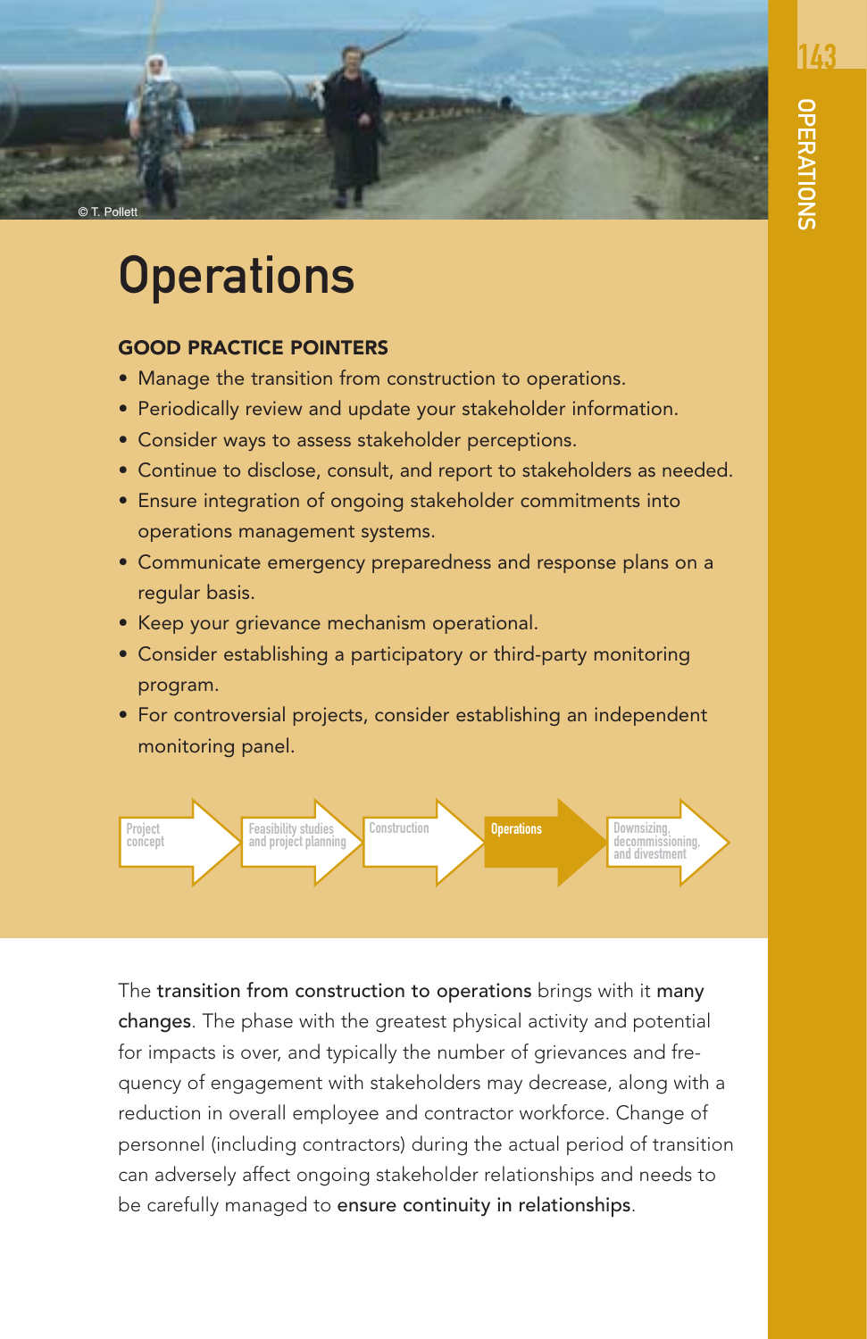# Operations

## GOOD PRACTICE POINTERS

- Manage the transition from construction to operations.
- Periodically review and update your stakeholder information.
- Consider ways to assess stakeholder perceptions.
- Continue to disclose, consult, and report to stakeholders as needed.
- Ensure integration of ongoing stakeholder commitments into operations management systems.
- Communicate emergency preparedness and response plans on a regular basis.
- Keep your grievance mechanism operational.
- Consider establishing a participatory or third-party monitoring program.
- For controversial projects, consider establishing an independent monitoring panel.

Project concept → Feasibility studies and project planning → Construction → **Operations** → Downsizing, decommissioning, and divestment

The **transition from construction to operations** brings with it **many changes**. The phase with the greatest physical activity and potential for impacts is over, and typically the number of grievances and frequency of engagement with stakeholders may decrease, along with a reduction in overall employee and contractor workforce. Change of personnel (including contractors) during the actual period of transition can adversely affect ongoing stakeholder relationships and needs to be carefully managed to **ensure continuity in relationships**.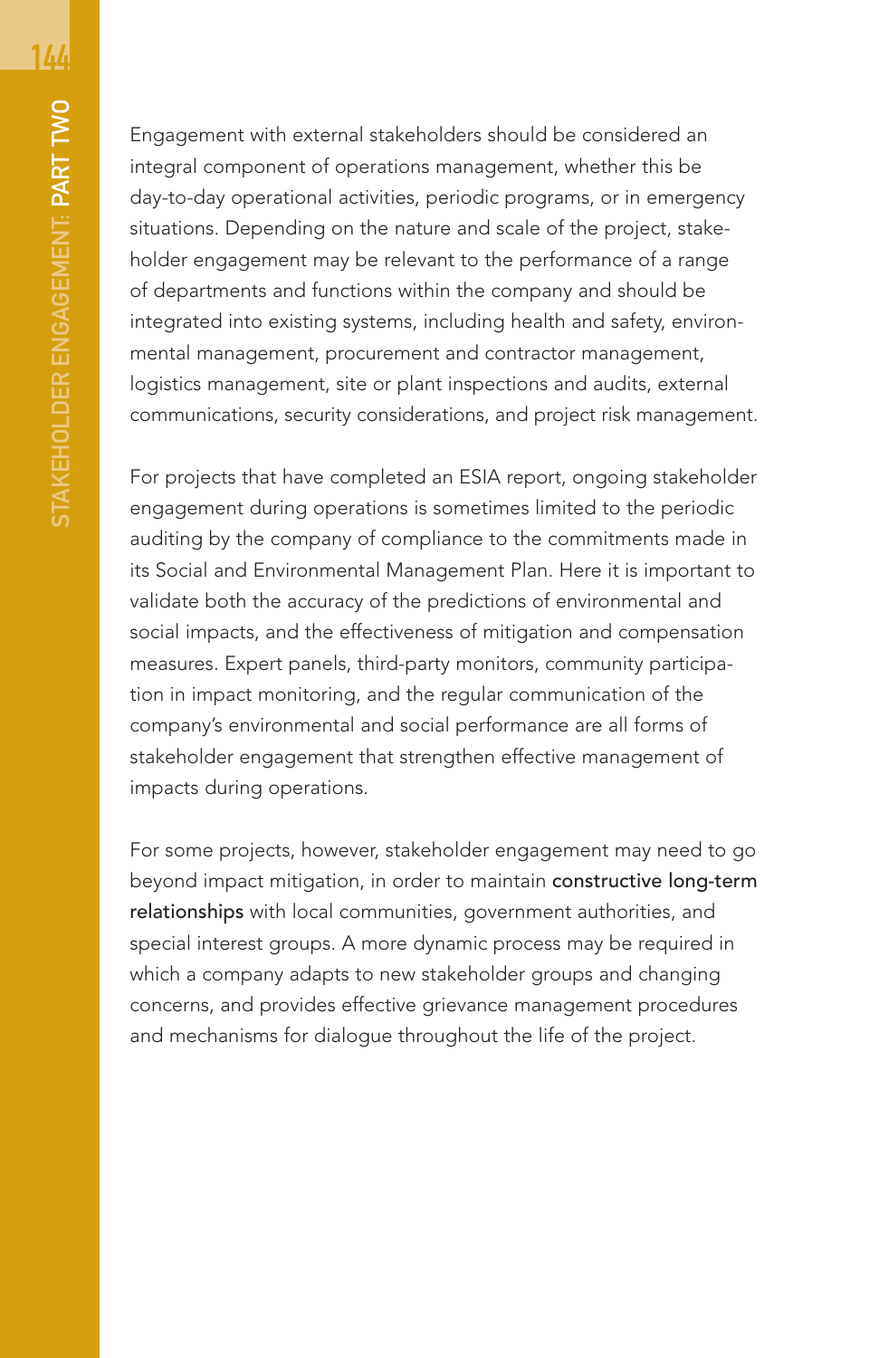Engagement with external stakeholders should be considered an integral component of operations management, whether this be day-to-day operational activities, periodic programs, or in emergency situations. Depending on the nature and scale of the project, stakeholder engagement may be relevant to the performance of a range of departments and functions within the company and should be integrated into existing systems, including health and safety, environmental management, procurement and contractor management, logistics management, site or plant inspections and audits, external communications, security considerations, and project risk management.

For projects that have completed an ESIA report, ongoing stakeholder engagement during operations is sometimes limited to the periodic auditing by the company of compliance to the commitments made in its Social and Environmental Management Plan. Here it is important to validate both the accuracy of the predictions of environmental and social impacts, and the effectiveness of mitigation and compensation measures. Expert panels, third-party monitors, community participation in impact monitoring, and the regular communication of the company's environmental and social performance are all forms of stakeholder engagement that strengthen effective management of impacts during operations.

For some projects, however, stakeholder engagement may need to go beyond impact mitigation, in order to maintain **constructive long-term relationships** with local communities, government authorities, and special interest groups. A more dynamic process may be required in which a company adapts to new stakeholder groups and changing concerns, and provides effective grievance management procedures and mechanisms for dialogue throughout the life of the project.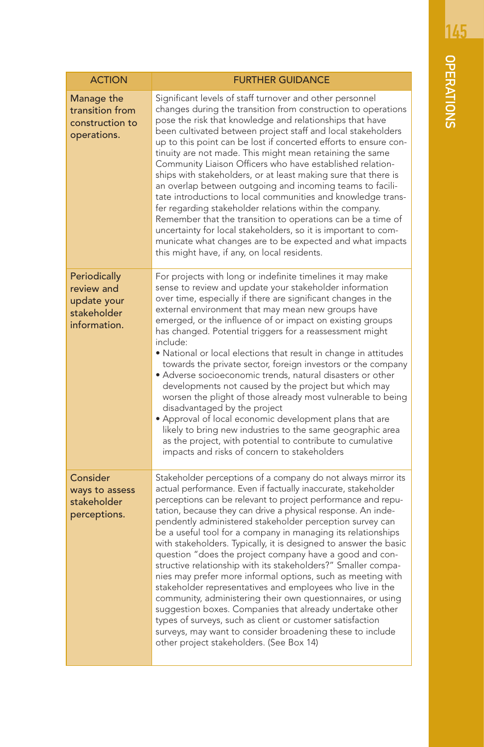| ACTION | FURTHER GUIDANCE |
|---|---|
| Manage the transition from construction to operations. | Significant levels of staff turnover and other personnel changes during the transition from construction to operations pose the risk that knowledge and relationships that have been cultivated between project staff and local stakeholders up to this point can be lost if concerted efforts to ensure continuity are not made. This might mean retaining the same Community Liaison Officers who have established relationships with stakeholders, or at least making sure that there is an overlap between outgoing and incoming teams to facilitate introductions to local communities and knowledge transfer regarding stakeholder relations within the company. Remember that the transition to operations can be a time of uncertainty for local stakeholders, so it is important to communicate what changes are to be expected and what impacts this might have, if any, on local residents. |
| Periodically review and update your stakeholder information. | For projects with long or indefinite timelines it may make sense to review and update your stakeholder information over time, especially if there are significant changes in the external environment that may mean new groups have emerged, or the influence of or impact on existing groups has changed. Potential triggers for a reassessment might include:<br>• National or local elections that result in change in attitudes towards the private sector, foreign investors or the company<br>• Adverse socioeconomic trends, natural disasters or other developments not caused by the project but which may worsen the plight of those already most vulnerable to being disadvantaged by the project<br>• Approval of local economic development plans that are likely to bring new industries to the same geographic area as the project, with potential to contribute to cumulative impacts and risks of concern to stakeholders |
| Consider ways to assess stakeholder perceptions. | Stakeholder perceptions of a company do not always mirror its actual performance. Even if factually inaccurate, stakeholder perceptions can be relevant to project performance and reputation, because they can drive a physical response. An independently administered stakeholder perception survey can be a useful tool for a company in managing its relationships with stakeholders. Typically, it is designed to answer the basic question "does the project company have a good and constructive relationship with its stakeholders?" Smaller companies may prefer more informal options, such as meeting with stakeholder representatives and employees who live in the community, administering their own questionnaires, or using suggestion boxes. Companies that already undertake other types of surveys, such as client or customer satisfaction surveys, may want to consider broadening these to include other project stakeholders. (See Box 14) |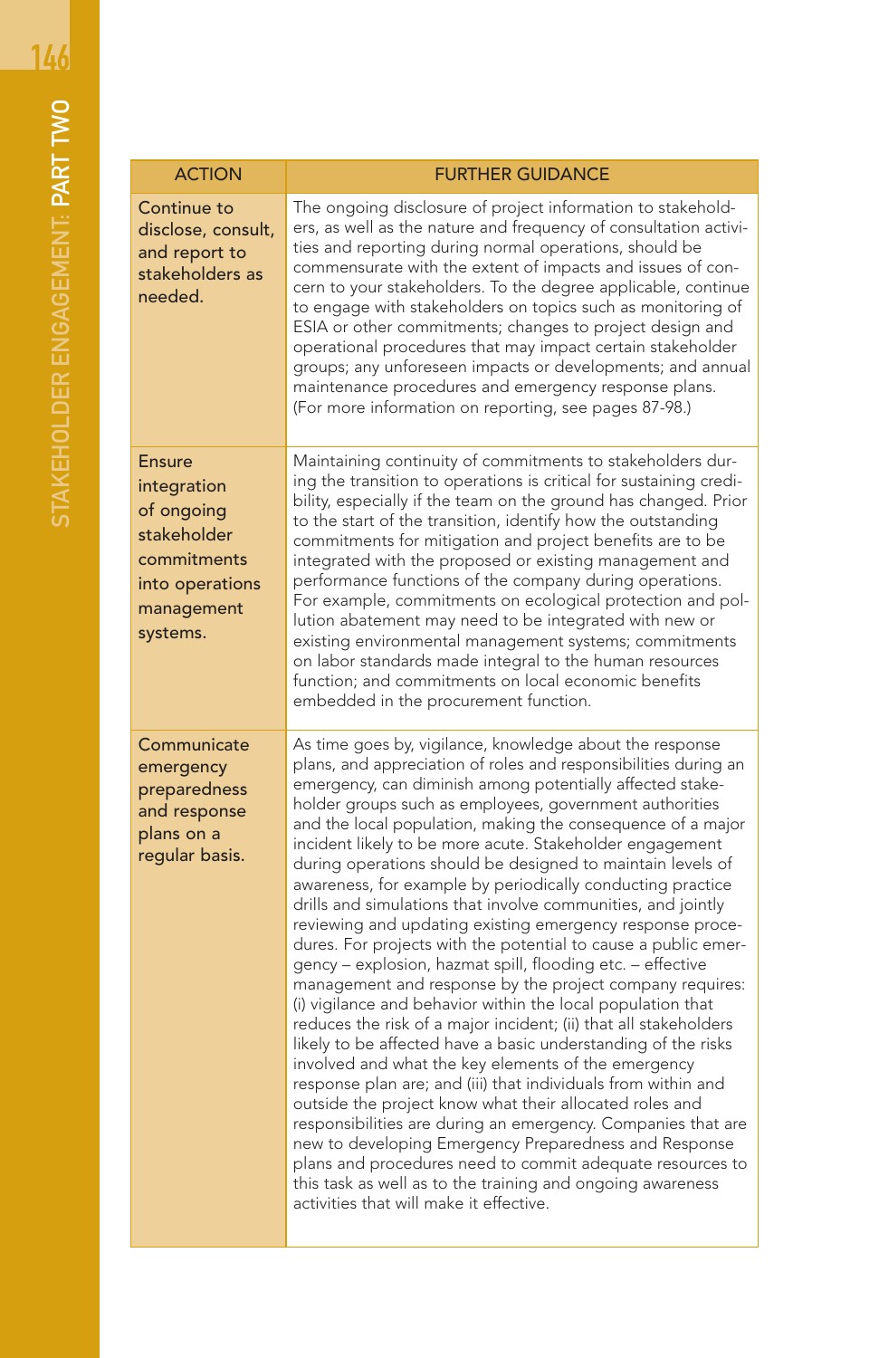| ACTION | FURTHER GUIDANCE |
|---|---|
| Continue to disclose, consult, and report to stakeholders as needed. | The ongoing disclosure of project information to stakeholders, as well as the nature and frequency of consultation activities and reporting during normal operations, should be commensurate with the extent of impacts and issues of concern to your stakeholders. To the degree applicable, continue to engage with stakeholders on topics such as monitoring of ESIA or other commitments; changes to project design and operational procedures that may impact certain stakeholder groups; any unforeseen impacts or developments; and annual maintenance procedures and emergency response plans. (For more information on reporting, see pages 87-98.) |
| Ensure integration of ongoing stakeholder commitments into operations management systems. | Maintaining continuity of commitments to stakeholders during the transition to operations is critical for sustaining credibility, especially if the team on the ground has changed. Prior to the start of the transition, identify how the outstanding commitments for mitigation and project benefits are to be integrated with the proposed or existing management and performance functions of the company during operations. For example, commitments on ecological protection and pollution abatement may need to be integrated with new or existing environmental management systems; commitments on labor standards made integral to the human resources function; and commitments on local economic benefits embedded in the procurement function. |
| Communicate emergency preparedness and response plans on a regular basis. | As time goes by, vigilance, knowledge about the response plans, and appreciation of roles and responsibilities during an emergency, can diminish among potentially affected stakeholder groups such as employees, government authorities and the local population, making the consequence of a major incident likely to be more acute. Stakeholder engagement during operations should be designed to maintain levels of awareness, for example by periodically conducting practice drills and simulations that involve communities, and jointly reviewing and updating existing emergency response procedures. For projects with the potential to cause a public emergency – explosion, hazmat spill, flooding etc. – effective management and response by the project company requires: (i) vigilance and behavior within the local population that reduces the risk of a major incident; (ii) that all stakeholders likely to be affected have a basic understanding of the risks involved and what the key elements of the emergency response plan are; and (iii) that individuals from within and outside the project know what their allocated roles and responsibilities are during an emergency. Companies that are new to developing Emergency Preparedness and Response plans and procedures need to commit adequate resources to this task as well as to the training and ongoing awareness activities that will make it effective. |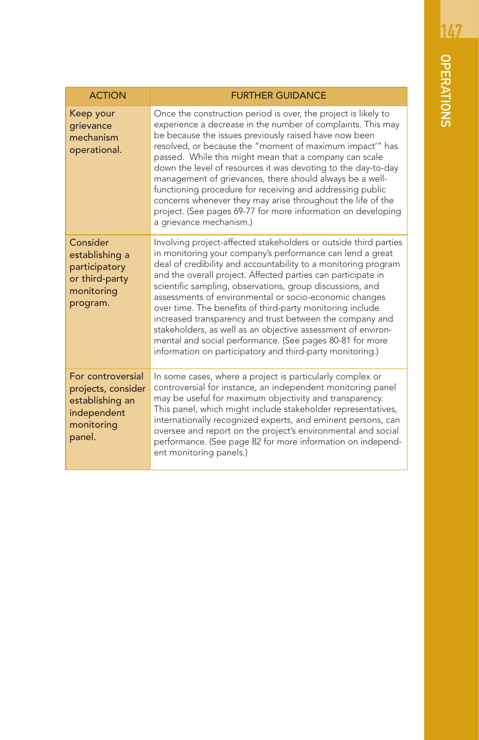| ACTION | FURTHER GUIDANCE |
|---|---|
| Keep your grievance mechanism operational. | Once the construction period is over, the project is likely to experience a decrease in the number of complaints. This may be because the issues previously raised have now been resolved, or because the "moment of maximum impact'" has passed. While this might mean that a company can scale down the level of resources it was devoting to the day-to-day management of grievances, there should always be a well-functioning procedure for receiving and addressing public concerns whenever they may arise throughout the life of the project. (See pages 69-77 for more information on developing a grievance mechanism.) |
| Consider establishing a participatory or third-party monitoring program. | Involving project-affected stakeholders or outside third parties in monitoring your company's performance can lend a great deal of credibility and accountability to a monitoring program and the overall project. Affected parties can participate in scientific sampling, observations, group discussions, and assessments of environmental or socio-economic changes over time. The benefits of third-party monitoring include increased transparency and trust between the company and stakeholders, as well as an objective assessment of environmental and social performance. (See pages 80-81 for more information on participatory and third-party monitoring.) |
| For controversial projects, consider establishing an independent monitoring panel. | In some cases, where a project is particularly complex or controversial for instance, an independent monitoring panel may be useful for maximum objectivity and transparency. This panel, which might include stakeholder representatives, internationally recognized experts, and eminent persons, can oversee and report on the project's environmental and social performance. (See page 82 for more information on independent monitoring panels.) |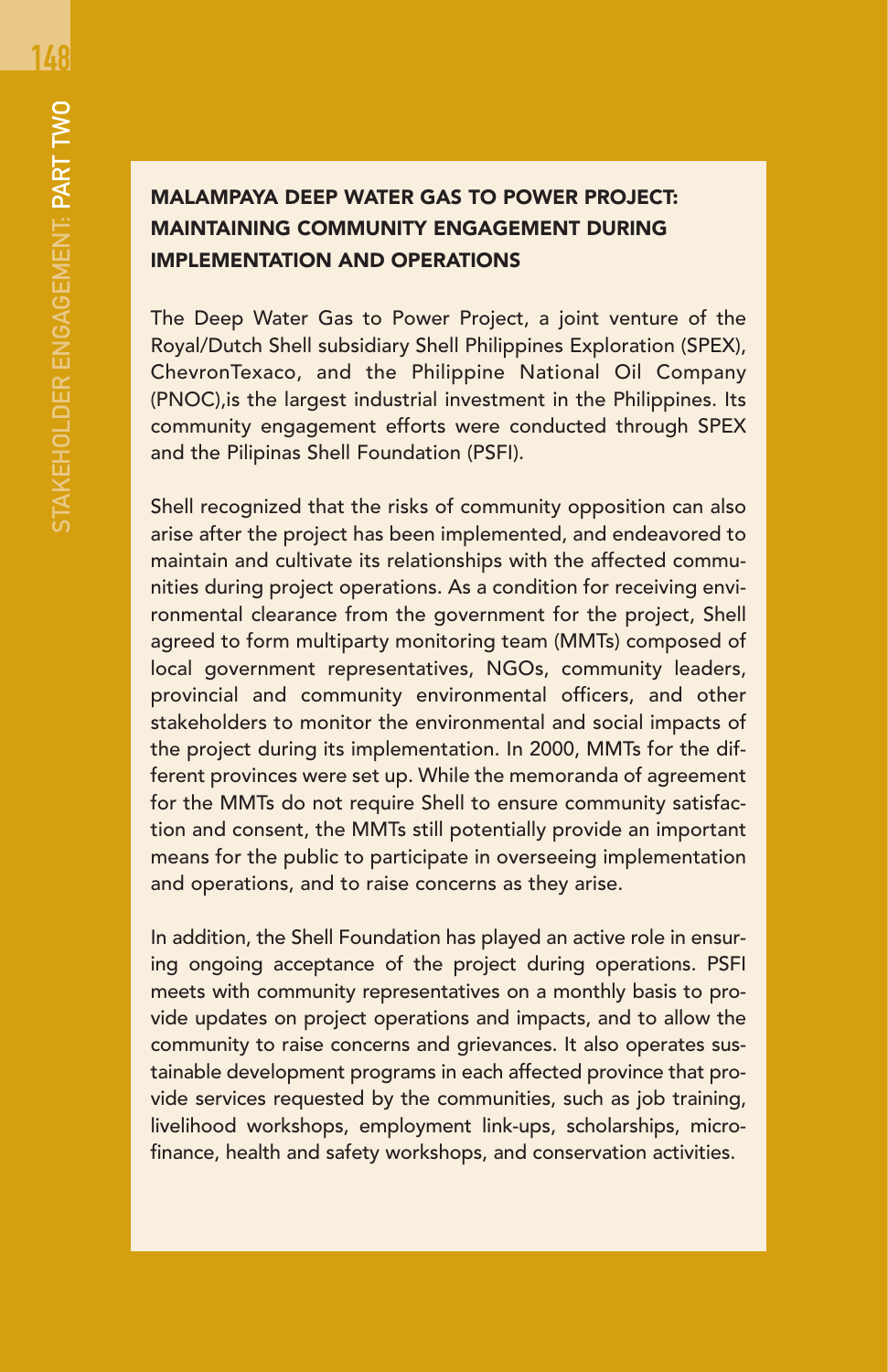### MALAMPAYA DEEP WATER GAS TO POWER PROJECT: MAINTAINING COMMUNITY ENGAGEMENT DURING IMPLEMENTATION AND OPERATIONS

The Deep Water Gas to Power Project, a joint venture of the Royal/Dutch Shell subsidiary Shell Philippines Exploration (SPEX), ChevronTexaco, and the Philippine National Oil Company (PNOC),is the largest industrial investment in the Philippines. Its community engagement efforts were conducted through SPEX and the Pilipinas Shell Foundation (PSFI).

Shell recognized that the risks of community opposition can also arise after the project has been implemented, and endeavored to maintain and cultivate its relationships with the affected communities during project operations. As a condition for receiving environmental clearance from the government for the project, Shell agreed to form multiparty monitoring team (MMTs) composed of local government representatives, NGOs, community leaders, provincial and community environmental officers, and other stakeholders to monitor the environmental and social impacts of the project during its implementation. In 2000, MMTs for the different provinces were set up. While the memoranda of agreement for the MMTs do not require Shell to ensure community satisfaction and consent, the MMTs still potentially provide an important means for the public to participate in overseeing implementation and operations, and to raise concerns as they arise.

In addition, the Shell Foundation has played an active role in ensuring ongoing acceptance of the project during operations. PSFI meets with community representatives on a monthly basis to provide updates on project operations and impacts, and to allow the community to raise concerns and grievances. It also operates sustainable development programs in each affected province that provide services requested by the communities, such as job training, livelihood workshops, employment link-ups, scholarships, microfinance, health and safety workshops, and conservation activities.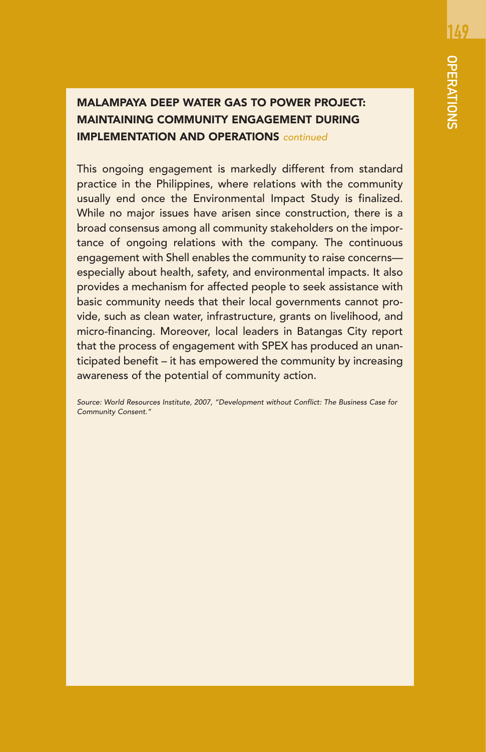## MALAMPAYA DEEP WATER GAS TO POWER PROJECT: MAINTAINING COMMUNITY ENGAGEMENT DURING IMPLEMENTATION AND OPERATIONS *continued*

This ongoing engagement is markedly different from standard practice in the Philippines, where relations with the community usually end once the Environmental Impact Study is finalized. While no major issues have arisen since construction, there is a broad consensus among all community stakeholders on the importance of ongoing relations with the company. The continuous engagement with Shell enables the community to raise concerns—especially about health, safety, and environmental impacts. It also provides a mechanism for affected people to seek assistance with basic community needs that their local governments cannot provide, such as clean water, infrastructure, grants on livelihood, and micro-financing. Moreover, local leaders in Batangas City report that the process of engagement with SPEX has produced an unanticipated benefit – it has empowered the community by increasing awareness of the potential of community action.

*Source: World Resources Institute, 2007, "Development without Conflict: The Business Case for Community Consent."*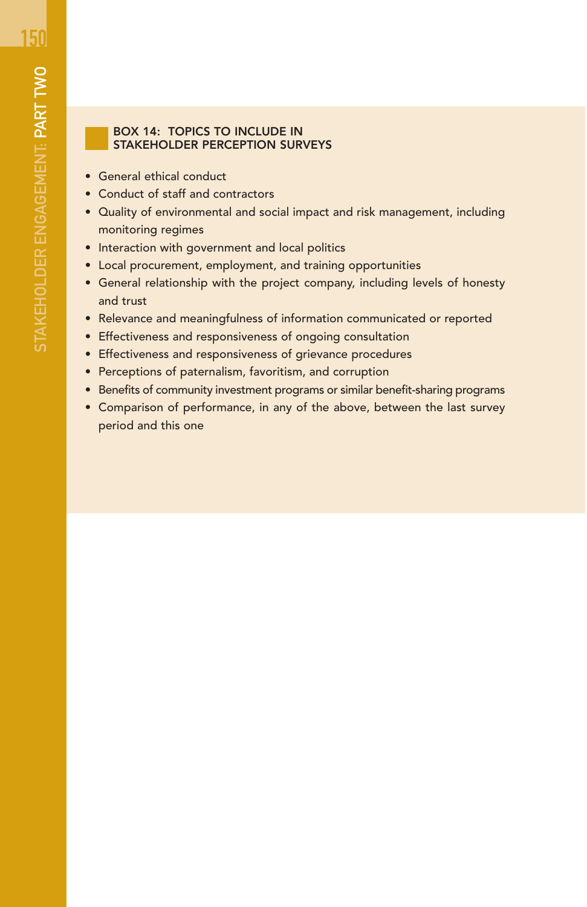### BOX 14: TOPICS TO INCLUDE IN STAKEHOLDER PERCEPTION SURVEYS

- General ethical conduct
- Conduct of staff and contractors
- Quality of environmental and social impact and risk management, including monitoring regimes
- Interaction with government and local politics
- Local procurement, employment, and training opportunities
- General relationship with the project company, including levels of honesty and trust
- Relevance and meaningfulness of information communicated or reported
- Effectiveness and responsiveness of ongoing consultation
- Effectiveness and responsiveness of grievance procedures
- Perceptions of paternalism, favoritism, and corruption
- Benefits of community investment programs or similar benefit-sharing programs
- Comparison of performance, in any of the above, between the last survey period and this one